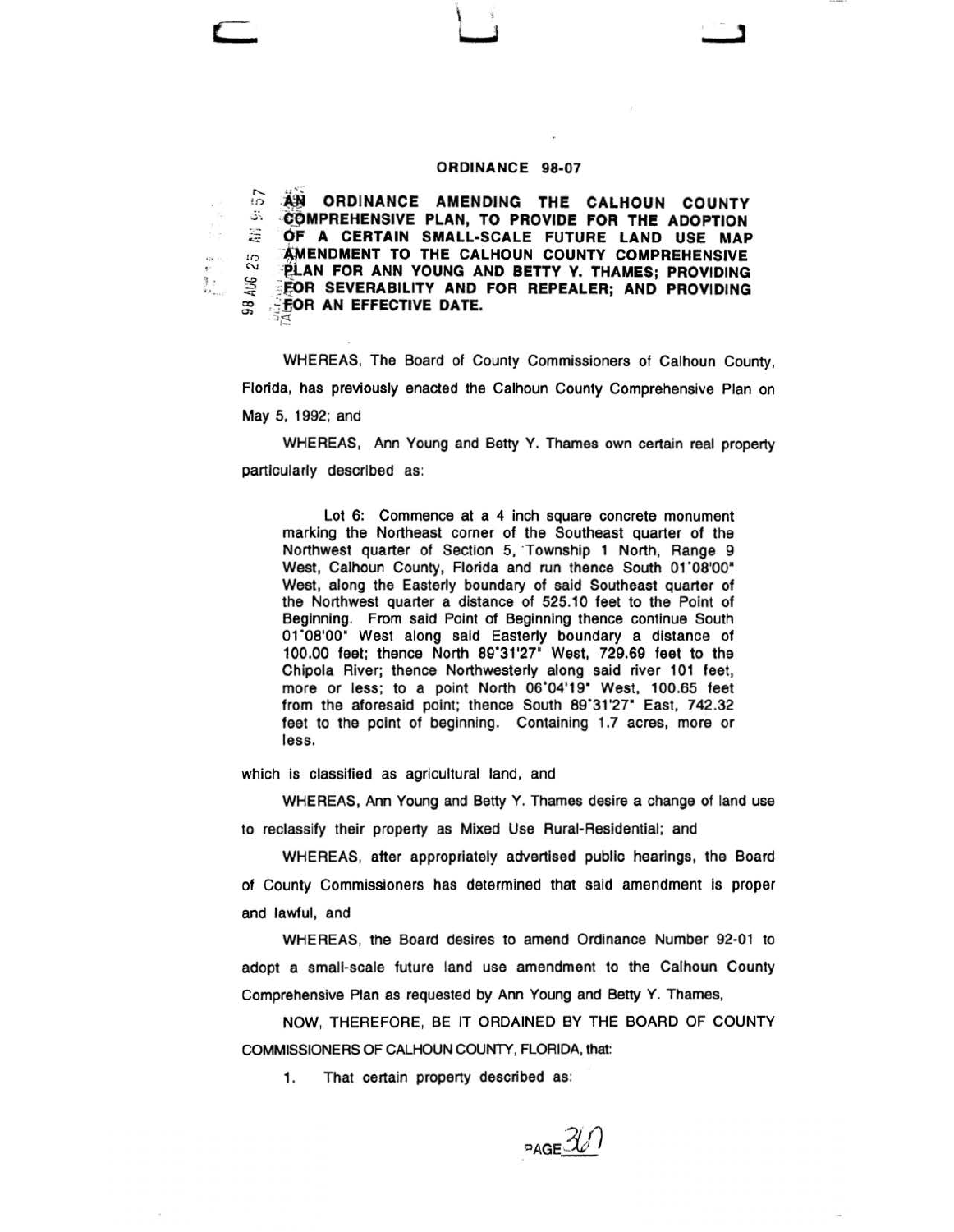# ORDINANCE 98-07

**AN ORDINANCE AMENDING THE CALHOUN COUNTY COMPREHENSIVE PLAN, TO PROVIDE FOR THE ADOPTION OF A CERTAIN SMALL-SCALE FUTURE LAND USE MAP AMENDMENT TO THE CALHOUN COUNTY COMPREHENSIVE PLAN FOR ANN YOUNG AND BETTY Y. THAMES; PROVIDING FOR SEVERABILITY AND FOR REPEALER; AND PROVIDING FOR AN EFFECTIVE DATE.**

WHEREAS, The Board of County Commissioners of Calhoun County, Florida, has previously enacted the Calhoun County Comprehensive Plan on May 5, 1992; and

WHEREAS, Ann Young and Betty Y. Thames own certain real property particularly described as:

> Lot 6: Commence at a 4 inch square concrete monument marking the Northeast corner of the Southeast quarter of the Northwest quarter of Section 5, Township 1 North, Range 9 West, Calhoun County, Florida and run thence South 01°08'00" West, along the Easterly boundary of said Southeast quarter of the Northwest quarter a distance of 525.10 feet to the Point of Beginning. From said Point of Beginning thence continue South 01°08'00" West along said Easterly boundary a distance of 100.00 feet; thence North 89°31'27" West, 729.69 feet to the Chipola River; thence Northwesterly along said river 101 feet, more or less; to a point North 06°04'19" West, 100.65 feet from the aforesaid point; thence South 89°31'27" East, 742.32 feet to the point of beginning. Containing 1.7 acres, more or less.

which is classified as agricultural land, and

WHEREAS, Ann Young and Betty Y. Thames desire a change of land use to reclassify their property as Mixed Use Rural-Residential; and

WHEREAS, after appropriately advertised public hearings, the Board of County Commissioners has determined that said amendment is proper and lawful, and

WHEREAS, the Board desires to amend Ordinance Number 92-01 to adopt a small-scale future land use amendment to the Calhoun County Comprehensive Plan as requested by Ann Young and Betty Y. Thames,

NOW, THEREFORE, BE IT ORDAINED BY THE BOARD OF COUNTY COMMISSIONERS OF CALHOUN COUNTY, FLORIDA, that:

1. That certain property described as: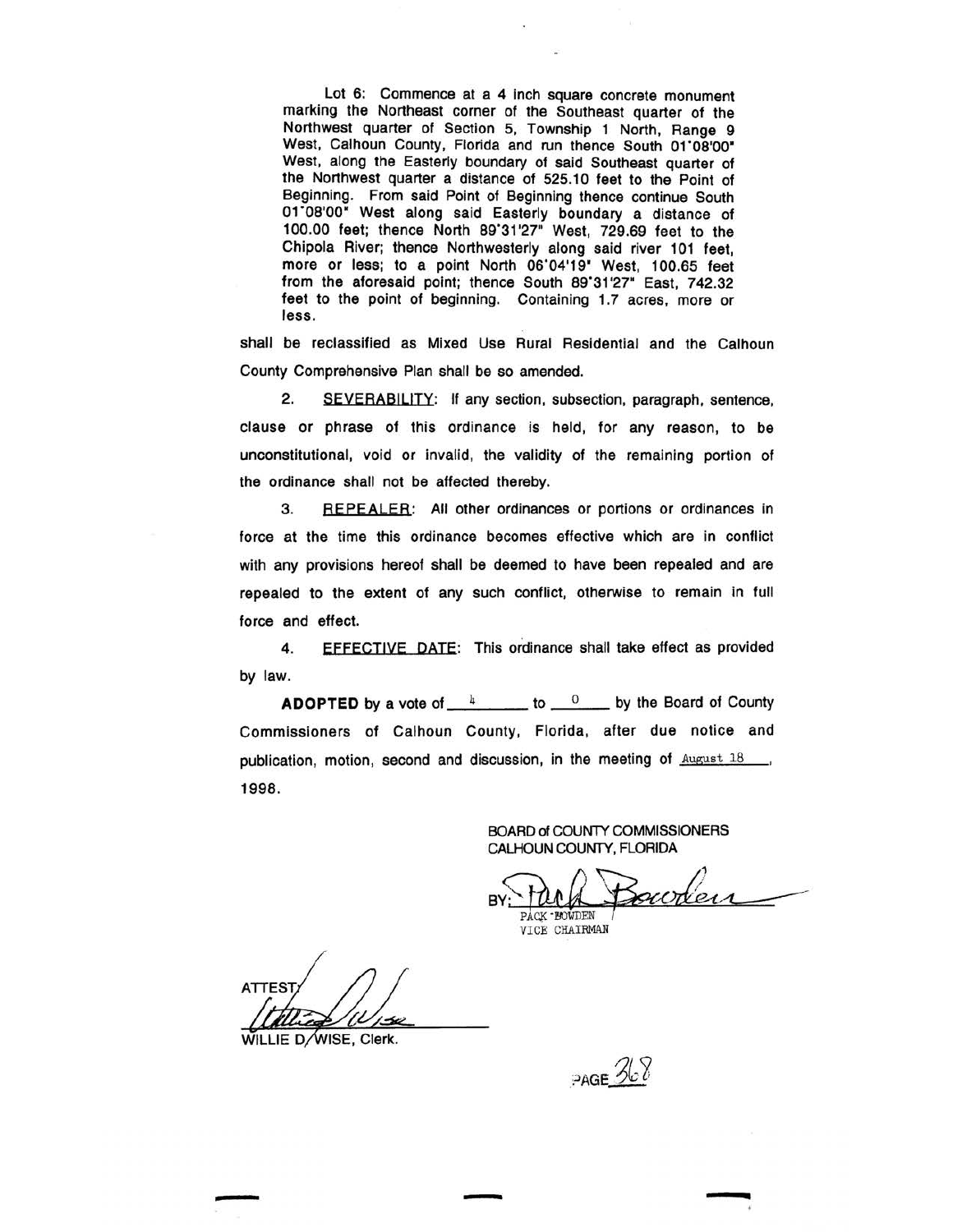Lot 6: Commence at a 4 inch square concrete monument marking the Northeast corner of the Southeast quarter of the Northwest quarter of Section 5, Township 1 North, Range 9 West, Calhoun County, Florida and run thence South 01°08'00" West, along the Easterly boundary of said Southeast quarter of the Northwest quarter a distance of 525.10 feet to the Point of Beginning. From said Point of Beginning thence continue South 01°08'00" West along said Easterly boundary a distance of 100.00 feet; thence North 89°31'27" West, 729.69 feet to the Chipola River; thence Northwesterly along said river 101 feet, more or less; to a point North 06°04'19" West, 100.65 feet from the aforesaid point; thence South 89°31'27" East, 742.32 feet to the point of beginning. Containing 1.7 acres, more or less.

shall be reclassified as Mixed Use Rural Residential and the Calhoun County Comprehensive Plan shall be so amended.

2. <u>SEVERABILITY</u>: If any section, subsection, paragraph, sentence, clause or phrase of this ordinance is held, for any reason, to be unconstitutional, void or invalid, the validity of the remaining portion of the ordinance shall not be affected thereby.

3. <u>REPEALER</u>: All other ordinances or portions or ordinances in force at the time this ordinance becomes effective which are in conflict with any provisions hereof shall be deemed to have been repealed and are repealed to the extent of any such conflict, otherwise to remain in full force and effect.

4. <u>EFFECTIVE DATE</u>: This ordinance shall take effect as provided by law.

**ADOPTED** by a vote of 4 to 0 by the Board of County Commissioners of Calhoun County, Florida, after due notice and publication, motion, second and discussion, in the meeting of August 18, 1998.

BOARD of COUNTY COMMISSIONERS
CALHOUN COUNTY, FLORIDA

BY: *Pack Bowden*
PACK BOWDEN
VICE CHAIRMAN

ATTEST: *Willie D. Wise*
WILLIE D. WISE, Clerk.

PAGE 368